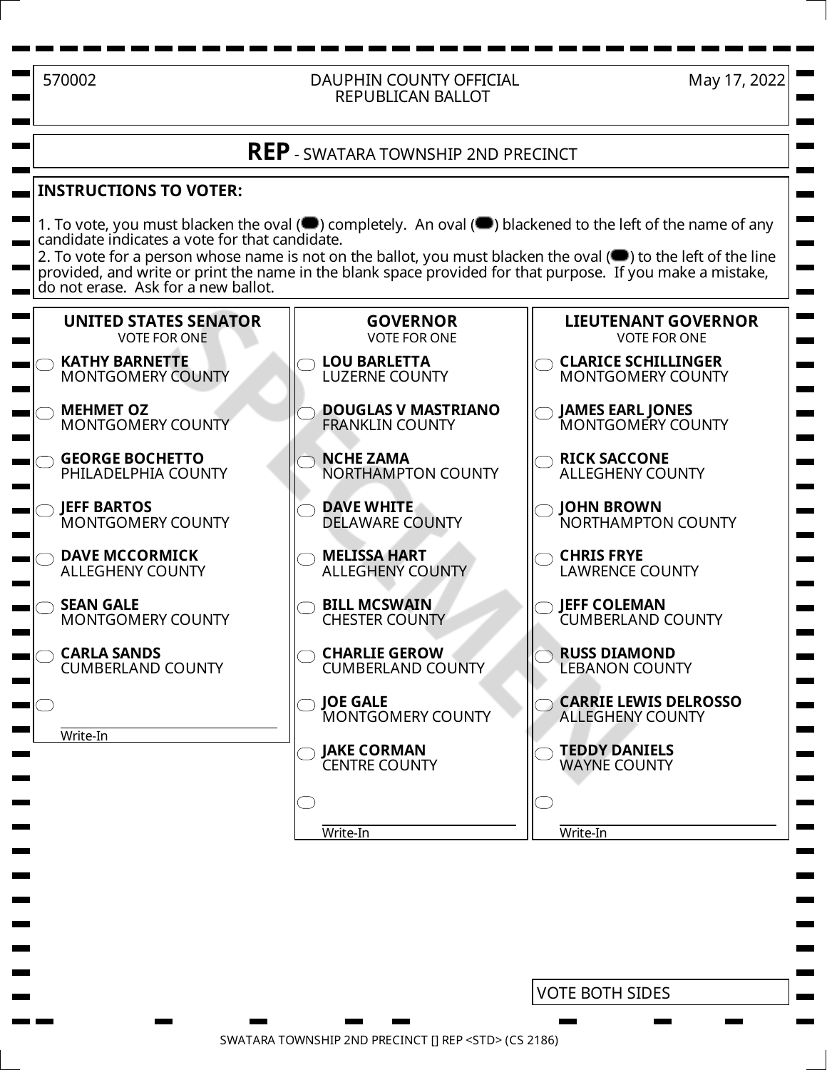570002

DAUPHIN COUNTY OFFICIAL
REPUBLICAN BALLOT

May 17, 2022

# REP - SWATARA TOWNSHIP 2ND PRECINCT

## INSTRUCTIONS TO VOTER:

1. To vote, you must blacken the oval (⬬) completely. An oval (⬬) blackened to the left of the name of any candidate indicates a vote for that candidate.
2. To vote for a person whose name is not on the ballot, you must blacken the oval (⬬) to the left of the line provided, and write or print the name in the blank space provided for that purpose. If you make a mistake, do not erase. Ask for a new ballot.

### UNITED STATES SENATOR
VOTE FOR ONE

- ⬭ **KATHY BARNETTE** MONTGOMERY COUNTY
- ⬭ **MEHMET OZ** MONTGOMERY COUNTY
- ⬭ **GEORGE BOCHETTO** PHILADELPHIA COUNTY
- ⬭ **JEFF BARTOS** MONTGOMERY COUNTY
- ⬭ **DAVE MCCORMICK** ALLEGHENY COUNTY
- ⬭ **SEAN GALE** MONTGOMERY COUNTY
- ⬭ **CARLA SANDS** CUMBERLAND COUNTY
- ⬭ ____________ Write-In

### GOVERNOR
VOTE FOR ONE

- ⬭ **LOU BARLETTA** LUZERNE COUNTY
- ⬭ **DOUGLAS V MASTRIANO** FRANKLIN COUNTY
- ⬭ **NCHE ZAMA** NORTHAMPTON COUNTY
- ⬭ **DAVE WHITE** DELAWARE COUNTY
- ⬭ **MELISSA HART** ALLEGHENY COUNTY
- ⬭ **BILL MCSWAIN** CHESTER COUNTY
- ⬭ **CHARLIE GEROW** CUMBERLAND COUNTY
- ⬭ **JOE GALE** MONTGOMERY COUNTY
- ⬭ **JAKE CORMAN** CENTRE COUNTY
- ⬭ ____________ Write-In

### LIEUTENANT GOVERNOR
VOTE FOR ONE

- ⬭ **CLARICE SCHILLINGER** MONTGOMERY COUNTY
- ⬭ **JAMES EARL JONES** MONTGOMERY COUNTY
- ⬭ **RICK SACCONE** ALLEGHENY COUNTY
- ⬭ **JOHN BROWN** NORTHAMPTON COUNTY
- ⬭ **CHRIS FRYE** LAWRENCE COUNTY
- ⬭ **JEFF COLEMAN** CUMBERLAND COUNTY
- ⬭ **RUSS DIAMOND** LEBANON COUNTY
- ⬭ **CARRIE LEWIS DELROSSO** ALLEGHENY COUNTY
- ⬭ **TEDDY DANIELS** WAYNE COUNTY
- ⬭ ____________ Write-In

VOTE BOTH SIDES

SWATARA TOWNSHIP 2ND PRECINCT [] REP <STD> (CS 2186)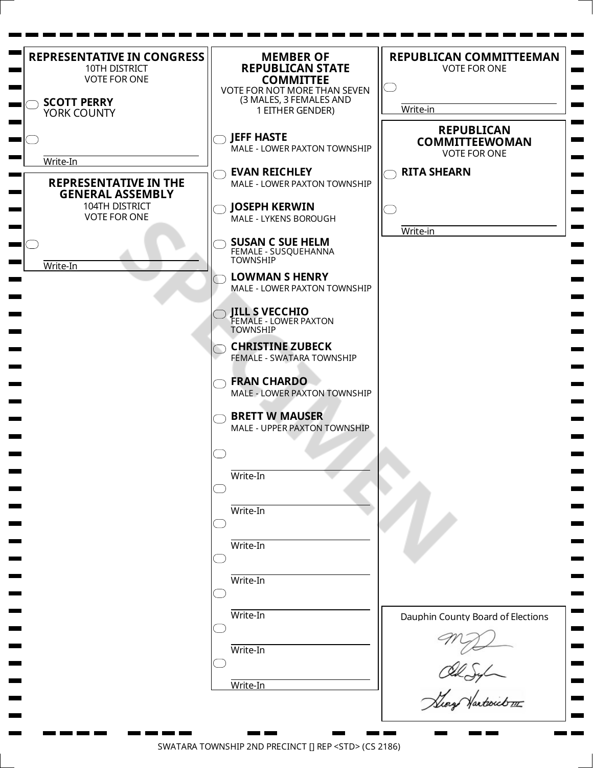## REPRESENTATIVE IN CONGRESS

10TH DISTRICT
VOTE FOR ONE

- **SCOTT PERRY**
  YORK COUNTY
- Write-In

## REPRESENTATIVE IN THE GENERAL ASSEMBLY

104TH DISTRICT
VOTE FOR ONE

- Write-In

## MEMBER OF REPUBLICAN STATE COMMITTEE

VOTE FOR NOT MORE THAN SEVEN
(3 MALES, 3 FEMALES AND
1 EITHER GENDER)

- **JEFF HASTE**
  MALE - LOWER PAXTON TOWNSHIP
- **EVAN REICHLEY**
  MALE - LOWER PAXTON TOWNSHIP
- **JOSEPH KERWIN**
  MALE - LYKENS BOROUGH
- **SUSAN C SUE HELM**
  FEMALE - SUSQUEHANNA TOWNSHIP
- **LOWMAN S HENRY**
  MALE - LOWER PAXTON TOWNSHIP
- **JILL S VECCHIO**
  FEMALE - LOWER PAXTON TOWNSHIP
- **CHRISTINE ZUBECK**
  FEMALE - SWATARA TOWNSHIP
- **FRAN CHARDO**
  MALE - LOWER PAXTON TOWNSHIP
- **BRETT W MAUSER**
  MALE - UPPER PAXTON TOWNSHIP
- Write-In
- Write-In
- Write-In
- Write-In
- Write-In
- Write-In
- Write-In

## REPUBLICAN COMMITTEEMAN

VOTE FOR ONE

- Write-in

## REPUBLICAN COMMITTEEWOMAN

VOTE FOR ONE

- **RITA SHEARN**
- Write-in

Dauphin County Board of Elections

SPECIMEN

SWATARA TOWNSHIP 2ND PRECINCT [] REP <STD> (CS 2186)